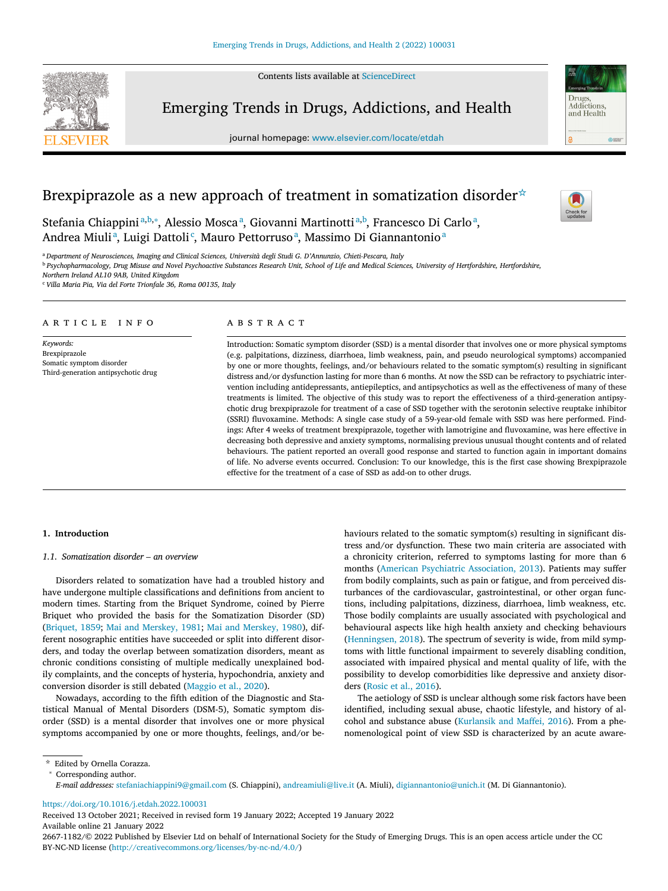# Brexpiprazole as a new approach of treatment in somatization disorder☆

Stefania Chiappini[a,b,*], Alessio Mosca[a], Giovanni Martinotti[a,b], Francesco Di Carlo[a], Andrea Miuli[a], Luigi Dattoli[c], Mauro Pettorruso[a], Massimo Di Giannantonio[a]

[a] *Department of Neurosciences, Imaging and Clinical Sciences, Università degli Studi G. D'Annunzio, Chieti-Pescara, Italy*
[b] *Psychopharmacology, Drug Misuse and Novel Psychoactive Substances Research Unit, School of Life and Medical Sciences, University of Hertfordshire, Hertfordshire, Northern Ireland AL10 9AB, United Kingdom*
[c] *Villa Maria Pia, Via del Forte Trionfale 36, Roma 00135, Italy*

## ARTICLE INFO

*Keywords:*
Brexpiprazole
Somatic symptom disorder
Third-generation antipsychotic drug

## ABSTRACT

Introduction: Somatic symptom disorder (SSD) is a mental disorder that involves one or more physical symptoms (e.g. palpitations, dizziness, diarrhoea, limb weakness, pain, and pseudo neurological symptoms) accompanied by one or more thoughts, feelings, and/or behaviours related to the somatic symptom(s) resulting in significant distress and/or dysfunction lasting for more than 6 months. At now the SSD can be refractory to psychiatric intervention including antidepressants, antiepileptics, and antipsychotics as well as the effectiveness of many of these treatments is limited. The objective of this study was to report the effectiveness of a third-generation antipsychotic drug brexpiprazole for treatment of a case of SSD together with the serotonin selective reuptake inhibitor (SSRI) fluvoxamine. Methods: A single case study of a 59-year-old female with SSD was here performed. Findings: After 4 weeks of treatment brexpiprazole, together with lamotrigine and fluvoxamine, was here effective in decreasing both depressive and anxiety symptoms, normalising previous unusual thought contents and of related behaviours. The patient reported an overall good response and started to function again in important domains of life. No adverse events occurred. Conclusion: To our knowledge, this is the first case showing Brexpiprazole effective for the treatment of a case of SSD as add-on to other drugs.

## 1. Introduction

### 1.1. Somatization disorder – an overview

Disorders related to somatization have had a troubled history and have undergone multiple classifications and definitions from ancient to modern times. Starting from the Briquet Syndrome, coined by Pierre Briquet who provided the basis for the Somatization Disorder (SD) (Briquet, 1859; Mai and Merskey, 1981; Mai and Merskey, 1980), different nosographic entities have succeeded or split into different disorders, and today the overlap between somatization disorders, meant as chronic conditions consisting of multiple medically unexplained bodily complaints, and the concepts of hysteria, hypochondria, anxiety and conversion disorder is still debated (Maggio et al., 2020).

Nowadays, according to the fifth edition of the Diagnostic and Statistical Manual of Mental Disorders (DSM-5), Somatic symptom disorder (SSD) is a mental disorder that involves one or more physical symptoms accompanied by one or more thoughts, feelings, and/or behaviours related to the somatic symptom(s) resulting in significant distress and/or dysfunction. These two main criteria are associated with a chronicity criterion, referred to symptoms lasting for more than 6 months (American Psychiatric Association, 2013). Patients may suffer from bodily complaints, such as pain or fatigue, and from perceived disturbances of the cardiovascular, gastrointestinal, or other organ functions, including palpitations, dizziness, diarrhoea, limb weakness, etc. Those bodily complaints are usually associated with psychological and behavioural aspects like high health anxiety and checking behaviours (Henningsen, 2018). The spectrum of severity is wide, from mild symptoms with little functional impairment to severely disabling condition, associated with impaired physical and mental quality of life, with the possibility to develop comorbidities like depressive and anxiety disorders (Rosic et al., 2016).

The aetiology of SSD is unclear although some risk factors have been identified, including sexual abuse, chaotic lifestyle, and history of alcohol and substance abuse (Kurlansik and Maffei, 2016). From a phenomenological point of view SSD is characterized by an acute aware-

☆ Edited by Ornella Corazza.
\* Corresponding author.
*E-mail addresses:* stefaniachiappini9@gmail.com (S. Chiappini), andreamiuli@live.it (A. Miuli), digiannantonio@unich.it (M. Di Giannantonio).

https://doi.org/10.1016/j.etdah.2022.100031
Received 13 October 2021; Received in revised form 19 January 2022; Accepted 19 January 2022
Available online 21 January 2022
2667-1182/© 2022 Published by Elsevier Ltd on behalf of International Society for the Study of Emerging Drugs. This is an open access article under the CC BY-NC-ND license (http://creativecommons.org/licenses/by-nc-nd/4.0/)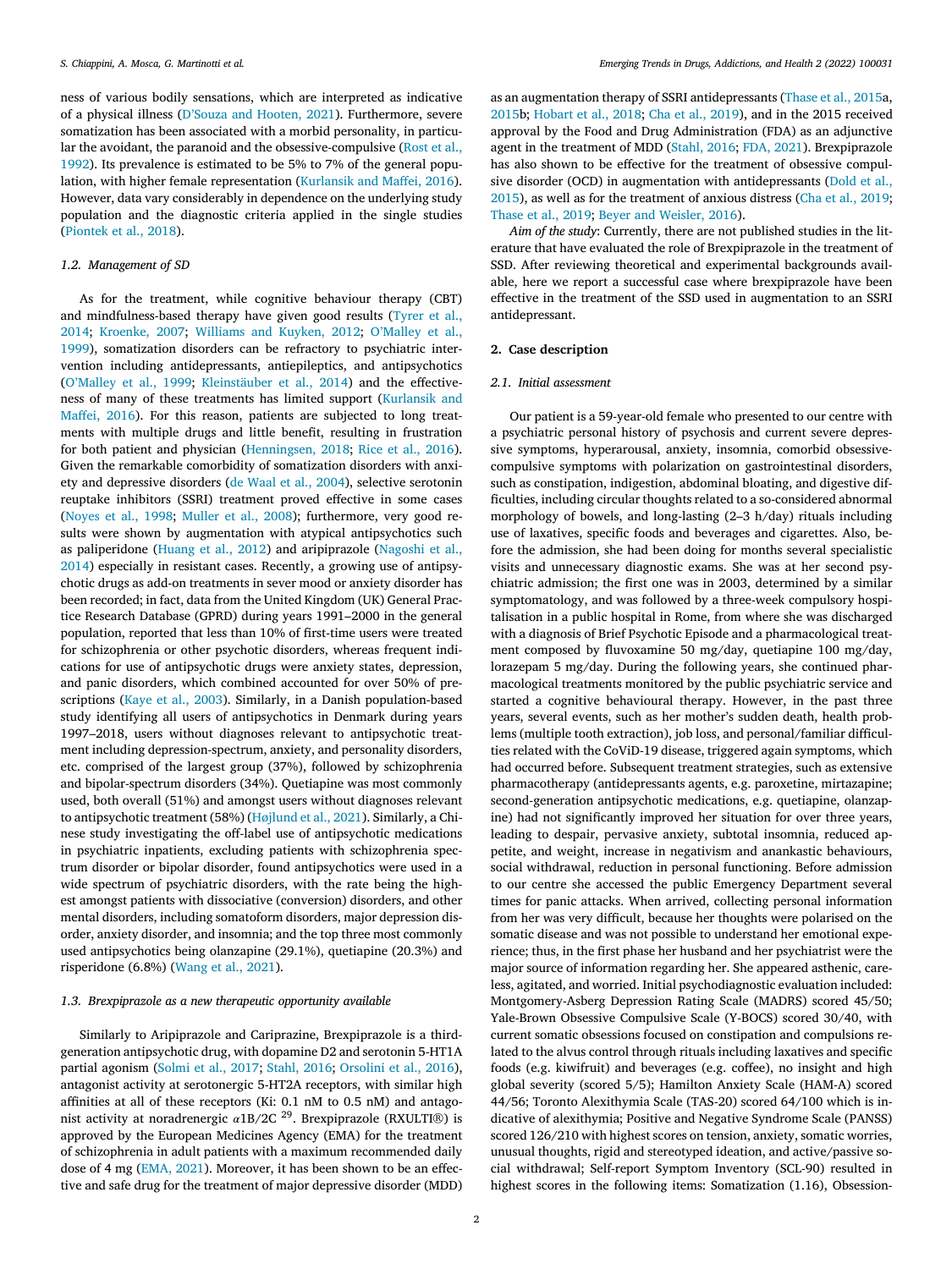ness of various bodily sensations, which are interpreted as indicative of a physical illness (D'Souza and Hooten, 2021). Furthermore, severe somatization has been associated with a morbid personality, in particular the avoidant, the paranoid and the obsessive-compulsive (Rost et al., 1992). Its prevalence is estimated to be 5% to 7% of the general population, with higher female representation (Kurlansik and Maffei, 2016). However, data vary considerably in dependence on the underlying study population and the diagnostic criteria applied in the single studies (Piontek et al., 2018).

### 1.2. Management of SD

As for the treatment, while cognitive behaviour therapy (CBT) and mindfulness-based therapy have given good results (Tyrer et al., 2014; Kroenke, 2007; Williams and Kuyken, 2012; O'Malley et al., 1999), somatization disorders can be refractory to psychiatric intervention including antidepressants, antiepileptics, and antipsychotics (O'Malley et al., 1999; Kleinstäuber et al., 2014) and the effectiveness of many of these treatments has limited support (Kurlansik and Maffei, 2016). For this reason, patients are subjected to long treatments with multiple drugs and little benefit, resulting in frustration for both patient and physician (Henningsen, 2018; Rice et al., 2016). Given the remarkable comorbidity of somatization disorders with anxiety and depressive disorders (de Waal et al., 2004), selective serotonin reuptake inhibitors (SSRI) treatment proved effective in some cases (Noyes et al., 1998; Muller et al., 2008); furthermore, very good results were shown by augmentation with atypical antipsychotics such as paliperidone (Huang et al., 2012) and aripiprazole (Nagoshi et al., 2014) especially in resistant cases. Recently, a growing use of antipsychotic drugs as add-on treatments in sever mood or anxiety disorder has been recorded; in fact, data from the United Kingdom (UK) General Practice Research Database (GPRD) during years 1991–2000 in the general population, reported that less than 10% of first-time users were treated for schizophrenia or other psychotic disorders, whereas frequent indications for use of antipsychotic drugs were anxiety states, depression, and panic disorders, which combined accounted for over 50% of prescriptions (Kaye et al., 2003). Similarly, in a Danish population-based study identifying all users of antipsychotics in Denmark during years 1997–2018, users without diagnoses relevant to antipsychotic treatment including depression-spectrum, anxiety, and personality disorders, etc. comprised of the largest group (37%), followed by schizophrenia and bipolar-spectrum disorders (34%). Quetiapine was most commonly used, both overall (51%) and amongst users without diagnoses relevant to antipsychotic treatment (58%) (Højlund et al., 2021). Similarly, a Chinese study investigating the off-label use of antipsychotic medications in psychiatric inpatients, excluding patients with schizophrenia spectrum disorder or bipolar disorder, found antipsychotics were used in a wide spectrum of psychiatric disorders, with the rate being the highest amongst patients with dissociative (conversion) disorders, and other mental disorders, including somatoform disorders, major depression disorder, anxiety disorder, and insomnia; and the top three most commonly used antipsychotics being olanzapine (29.1%), quetiapine (20.3%) and risperidone (6.8%) (Wang et al., 2021).

### 1.3. Brexpiprazole as a new therapeutic opportunity available

Similarly to Aripiprazole and Cariprazine, Brexpiprazole is a third-generation antipsychotic drug, with dopamine D2 and serotonin 5-HT1A partial agonism (Solmi et al., 2017; Stahl, 2016; Orsolini et al., 2016), antagonist activity at serotonergic 5-HT2A receptors, with similar high affinities at all of these receptors (Ki: 0.1 nM to 0.5 nM) and antagonist activity at noradrenergic $\alpha$1B/2C [29]. Brexpiprazole (RXULTI®) is approved by the European Medicines Agency (EMA) for the treatment of schizophrenia in adult patients with a maximum recommended daily dose of 4 mg (EMA, 2021). Moreover, it has been shown to be an effective and safe drug for the treatment of major depressive disorder (MDD) as an augmentation therapy of SSRI antidepressants (Thase et al., 2015a, 2015b; Hobart et al., 2018; Cha et al., 2019), and in the 2015 received approval by the Food and Drug Administration (FDA) as an adjunctive agent in the treatment of MDD (Stahl, 2016; FDA, 2021). Brexpiprazole has also shown to be effective for the treatment of obsessive compulsive disorder (OCD) in augmentation with antidepressants (Dold et al., 2015), as well as for the treatment of anxious distress (Cha et al., 2019; Thase et al., 2019; Beyer and Weisler, 2016).

*Aim of the study*: Currently, there are not published studies in the literature that have evaluated the role of Brexpiprazole in the treatment of SSD. After reviewing theoretical and experimental backgrounds available, here we report a successful case where brexpiprazole have been effective in the treatment of the SSD used in augmentation to an SSRI antidepressant.

## 2. Case description

### 2.1. Initial assessment

Our patient is a 59-year-old female who presented to our centre with a psychiatric personal history of psychosis and current severe depressive symptoms, hyperarousal, anxiety, insomnia, comorbid obsessive-compulsive symptoms with polarization on gastrointestinal disorders, such as constipation, indigestion, abdominal bloating, and digestive difficulties, including circular thoughts related to a so-considered abnormal morphology of bowels, and long-lasting (2–3 h/day) rituals including use of laxatives, specific foods and beverages and cigarettes. Also, before the admission, she had been doing for months several specialistic visits and unnecessary diagnostic exams. She was at her second psychiatric admission; the first one was in 2003, determined by a similar symptomatology, and was followed by a three-week compulsory hospitalisation in a public hospital in Rome, from where she was discharged with a diagnosis of Brief Psychotic Episode and a pharmacological treatment composed by fluvoxamine 50 mg/day, quetiapine 100 mg/day, lorazepam 5 mg/day. During the following years, she continued pharmacological treatments monitored by the public psychiatric service and started a cognitive behavioural therapy. However, in the past three years, several events, such as her mother's sudden death, health problems (multiple tooth extraction), job loss, and personal/familiar difficulties related with the CoViD-19 disease, triggered again symptoms, which had occurred before. Subsequent treatment strategies, such as extensive pharmacotherapy (antidepressants agents, e.g. paroxetine, mirtazapine; second-generation antipsychotic medications, e.g. quetiapine, olanzapine) had not significantly improved her situation for over three years, leading to despair, pervasive anxiety, subtotal insomnia, reduced appetite, and weight, increase in negativism and anankastic behaviours, social withdrawal, reduction in personal functioning. Before admission to our centre she accessed the public Emergency Department several times for panic attacks. When arrived, collecting personal information from her was very difficult, because her thoughts were polarised on the somatic disease and was not possible to understand her emotional experience; thus, in the first phase her husband and her psychiatrist were the major source of information regarding her. She appeared asthenic, careless, agitated, and worried. Initial psychodiagnostic evaluation included: Montgomery-Asberg Depression Rating Scale (MADRS) scored 45/50; Yale-Brown Obsessive Compulsive Scale (Y-BOCS) scored 30/40, with current somatic obsessions focused on constipation and compulsions related to the alvus control through rituals including laxatives and specific foods (e.g. kiwifruit) and beverages (e.g. coffee), no insight and high global severity (scored 5/5); Hamilton Anxiety Scale (HAM-A) scored 44/56; Toronto Alexithymia Scale (TAS-20) scored 64/100 which is indicative of alexithymia; Positive and Negative Syndrome Scale (PANSS) scored 126/210 with highest scores on tension, anxiety, somatic worries, unusual thoughts, rigid and stereotyped ideation, and active/passive social withdrawal; Self-report Symptom Inventory (SCL-90) resulted in highest scores in the following items: Somatization (1.16), Obsession-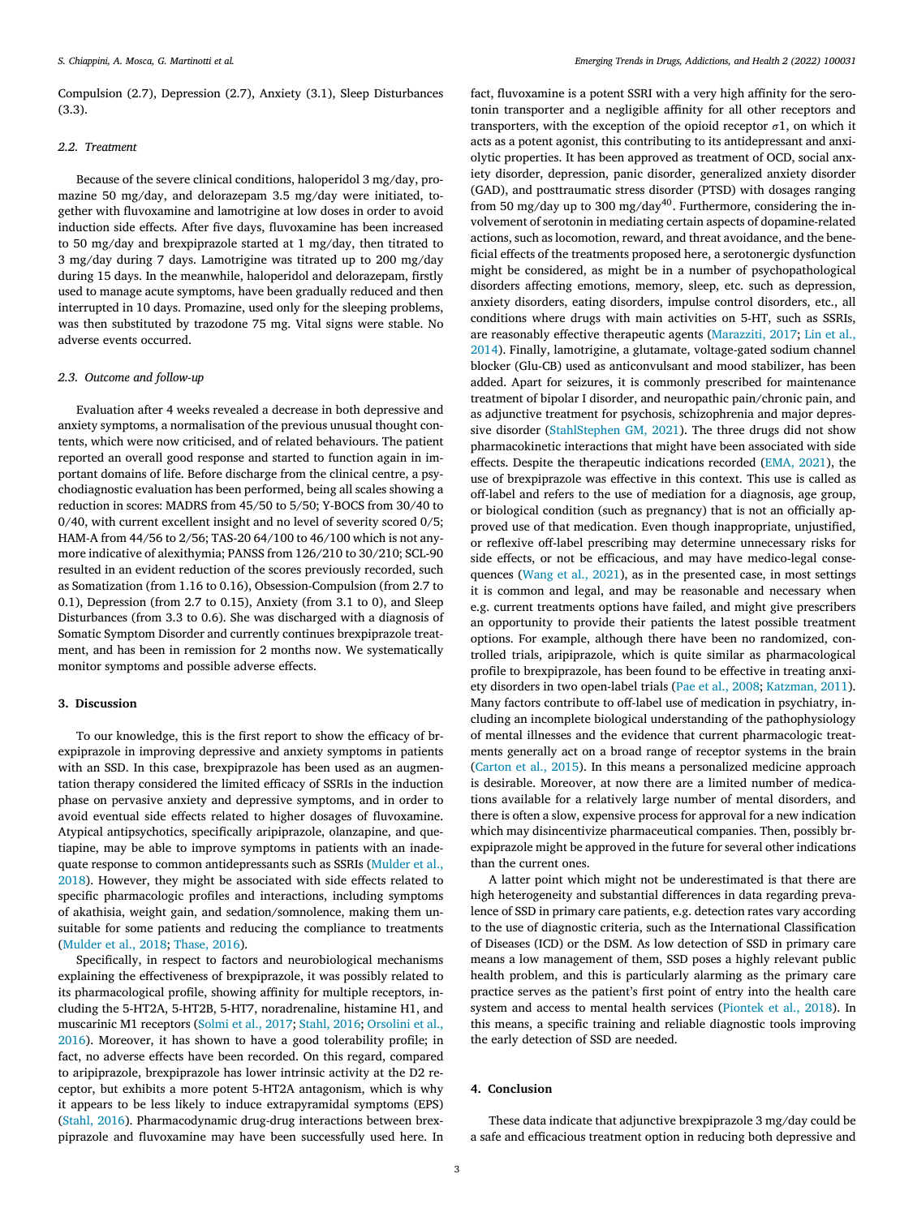Compulsion (2.7), Depression (2.7), Anxiety (3.1), Sleep Disturbances (3.3).

### 2.2. Treatment

Because of the severe clinical conditions, haloperidol 3 mg/day, promazine 50 mg/day, and delorazepam 3.5 mg/day were initiated, together with fluvoxamine and lamotrigine at low doses in order to avoid induction side effects. After five days, fluvoxamine has been increased to 50 mg/day and brexpiprazole started at 1 mg/day, then titrated to 3 mg/day during 7 days. Lamotrigine was titrated up to 200 mg/day during 15 days. In the meanwhile, haloperidol and delorazepam, firstly used to manage acute symptoms, have been gradually reduced and then interrupted in 10 days. Promazine, used only for the sleeping problems, was then substituted by trazodone 75 mg. Vital signs were stable. No adverse events occurred.

### 2.3. Outcome and follow-up

Evaluation after 4 weeks revealed a decrease in both depressive and anxiety symptoms, a normalisation of the previous unusual thought contents, which were now criticised, and of related behaviours. The patient reported an overall good response and started to function again in important domains of life. Before discharge from the clinical centre, a psychodiagnostic evaluation has been performed, being all scales showing a reduction in scores: MADRS from 45/50 to 5/50; Y-BOCS from 30/40 to 0/40, with current excellent insight and no level of severity scored 0/5; HAM-A from 44/56 to 2/56; TAS-20 64/100 to 46/100 which is not anymore indicative of alexithymia; PANSS from 126/210 to 30/210; SCL-90 resulted in an evident reduction of the scores previously recorded, such as Somatization (from 1.16 to 0.16), Obsession-Compulsion (from 2.7 to 0.1), Depression (from 2.7 to 0.15), Anxiety (from 3.1 to 0), and Sleep Disturbances (from 3.3 to 0.6). She was discharged with a diagnosis of Somatic Symptom Disorder and currently continues brexpiprazole treatment, and has been in remission for 2 months now. We systematically monitor symptoms and possible adverse effects.

## 3. Discussion

To our knowledge, this is the first report to show the efficacy of brexpiprazole in improving depressive and anxiety symptoms in patients with an SSD. In this case, brexpiprazole has been used as an augmentation therapy considered the limited efficacy of SSRIs in the induction phase on pervasive anxiety and depressive symptoms, and in order to avoid eventual side effects related to higher dosages of fluvoxamine. Atypical antipsychotics, specifically aripiprazole, olanzapine, and quetiapine, may be able to improve symptoms in patients with an inadequate response to common antidepressants such as SSRIs (Mulder et al., 2018). However, they might be associated with side effects related to specific pharmacologic profiles and interactions, including symptoms of akathisia, weight gain, and sedation/somnolence, making them unsuitable for some patients and reducing the compliance to treatments (Mulder et al., 2018; Thase, 2016).

Specifically, in respect to factors and neurobiological mechanisms explaining the effectiveness of brexpiprazole, it was possibly related to its pharmacological profile, showing affinity for multiple receptors, including the 5-HT2A, 5-HT2B, 5-HT7, noradrenaline, histamine H1, and muscarinic M1 receptors (Solmi et al., 2017; Stahl, 2016; Orsolini et al., 2016). Moreover, it has shown to have a good tolerability profile; in fact, no adverse effects have been recorded. On this regard, compared to aripiprazole, brexpiprazole has lower intrinsic activity at the D2 receptor, but exhibits a more potent 5-HT2A antagonism, which is why it appears to be less likely to induce extrapyramidal symptoms (EPS) (Stahl, 2016). Pharmacodynamic drug-drug interactions between brexpiprazole and fluvoxamine may have been successfully used here. In fact, fluvoxamine is a potent SSRI with a very high affinity for the serotonin transporter and a negligible affinity for all other receptors and transporters, with the exception of the opioid receptor $\sigma 1$, on which it acts as a potent agonist, this contributing to its antidepressant and anxiolytic properties. It has been approved as treatment of OCD, social anxiety disorder, depression, panic disorder, generalized anxiety disorder (GAD), and posttraumatic stress disorder (PTSD) with dosages ranging from 50 mg/day up to 300 mg/day[40]. Furthermore, considering the involvement of serotonin in mediating certain aspects of dopamine-related actions, such as locomotion, reward, and threat avoidance, and the beneficial effects of the treatments proposed here, a serotonergic dysfunction might be considered, as might be in a number of psychopathological disorders affecting emotions, memory, sleep, etc. such as depression, anxiety disorders, eating disorders, impulse control disorders, etc., all conditions where drugs with main activities on 5-HT, such as SSRIs, are reasonably effective therapeutic agents (Marazziti, 2017; Lin et al., 2014). Finally, lamotrigine, a glutamate, voltage-gated sodium channel blocker (Glu-CB) used as anticonvulsant and mood stabilizer, has been added. Apart for seizures, it is commonly prescribed for maintenance treatment of bipolar I disorder, and neuropathic pain/chronic pain, and as adjunctive treatment for psychosis, schizophrenia and major depressive disorder (StahlStephen GM, 2021). The three drugs did not show pharmacokinetic interactions that might have been associated with side effects. Despite the therapeutic indications recorded (EMA, 2021), the use of brexpiprazole was effective in this context. This use is called as off-label and refers to the use of mediation for a diagnosis, age group, or biological condition (such as pregnancy) that is not an officially approved use of that medication. Even though inappropriate, unjustified, or reflexive off-label prescribing may determine unnecessary risks for side effects, or not be efficacious, and may have medico-legal consequences (Wang et al., 2021), as in the presented case, in most settings it is common and legal, and may be reasonable and necessary when e.g. current treatments options have failed, and might give prescribers an opportunity to provide their patients the latest possible treatment options. For example, although there have been no randomized, controlled trials, aripiprazole, which is quite similar as pharmacological profile to brexpiprazole, has been found to be effective in treating anxiety disorders in two open-label trials (Pae et al., 2008; Katzman, 2011). Many factors contribute to off-label use of medication in psychiatry, including an incomplete biological understanding of the pathophysiology of mental illnesses and the evidence that current pharmacologic treatments generally act on a broad range of receptor systems in the brain (Carton et al., 2015). In this means a personalized medicine approach is desirable. Moreover, at now there are a limited number of medications available for a relatively large number of mental disorders, and there is often a slow, expensive process for approval for a new indication which may disincentivize pharmaceutical companies. Then, possibly brexpiprazole might be approved in the future for several other indications than the current ones.

A latter point which might not be underestimated is that there are high heterogeneity and substantial differences in data regarding prevalence of SSD in primary care patients, e.g. detection rates vary according to the use of diagnostic criteria, such as the International Classification of Diseases (ICD) or the DSM. As low detection of SSD in primary care means a low management of them, SSD poses a highly relevant public health problem, and this is particularly alarming as the primary care practice serves as the patient's first point of entry into the health care system and access to mental health services (Piontek et al., 2018). In this means, a specific training and reliable diagnostic tools improving the early detection of SSD are needed.

## 4. Conclusion

These data indicate that adjunctive brexpiprazole 3 mg/day could be a safe and efficacious treatment option in reducing both depressive and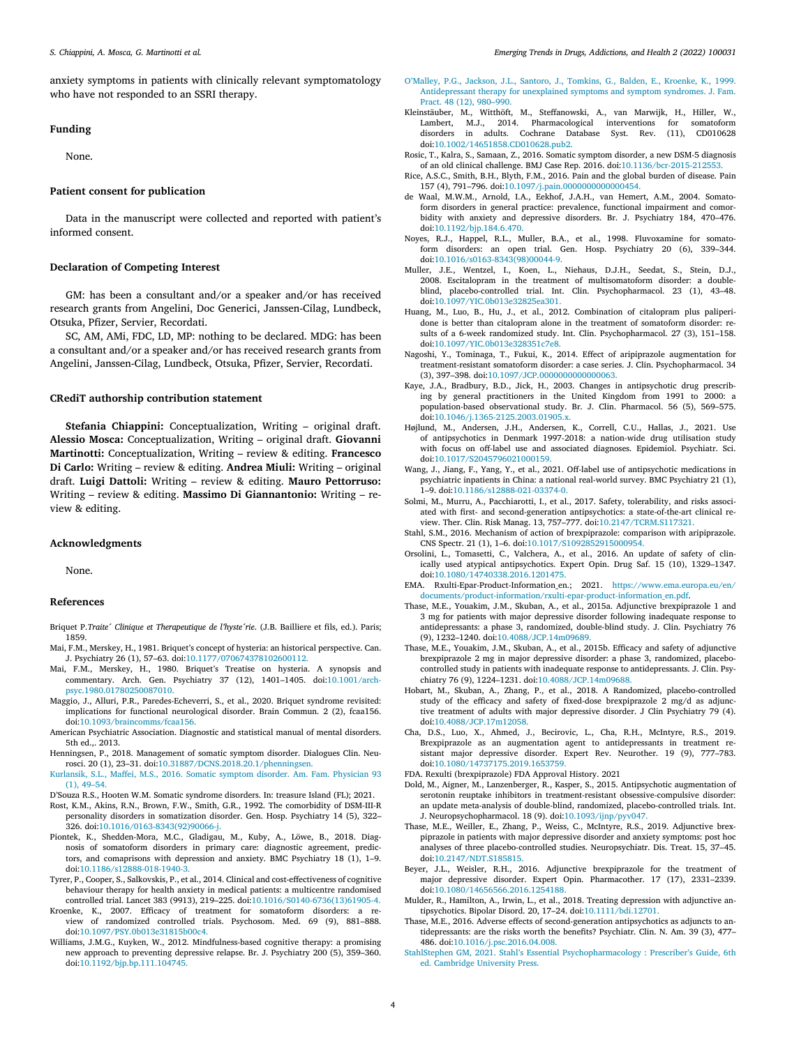anxiety symptoms in patients with clinically relevant symptomatology who have not responded to an SSRI therapy.

## Funding

None.

## Patient consent for publication

Data in the manuscript were collected and reported with patient's informed consent.

## Declaration of Competing Interest

GM: has been a consultant and/or a speaker and/or has received research grants from Angelini, Doc Generici, Janssen-Cilag, Lundbeck, Otsuka, Pfizer, Servier, Recordati.

SC, AM, AMi, FDC, LD, MP: nothing to be declared. MDG: has been a consultant and/or a speaker and/or has received research grants from Angelini, Janssen-Cilag, Lundbeck, Otsuka, Pfizer, Servier, Recordati.

## CRediT authorship contribution statement

**Stefania Chiappini:** Conceptualization, Writing – original draft. **Alessio Mosca:** Conceptualization, Writing – original draft. **Giovanni Martinotti:** Conceptualization, Writing – review & editing. **Francesco Di Carlo:** Writing – review & editing. **Andrea Miuli:** Writing – original draft. **Luigi Dattoli:** Writing – review & editing. **Mauro Pettorruso:** Writing – review & editing. **Massimo Di Giannantonio:** Writing – review & editing.

## Acknowledgments

None.

## References

Briquet P.*Traite´ Clinique et Therapeutique de l'hyste´rie*. (J.B. Bailliere et fils, ed.). Paris; 1859.

Mai, F.M., Merskey, H., 1981. Briquet's concept of hysteria: an historical perspective. Can. J. Psychiatry 26 (1), 57–63. doi:10.1177/070674378102600112.

Mai, F.M., Merskey, H., 1980. Briquet's Treatise on hysteria. A synopsis and commentary. Arch. Gen. Psychiatry 37 (12), 1401–1405. doi:10.1001/archpsyc.1980.01780250087010.

Maggio, J., Alluri, P.R., Paredes-Echeverri, S., et al., 2020. Briquet syndrome revisited: implications for functional neurological disorder. Brain Commun. 2 (2), fcaa156. doi:10.1093/braincomms/fcaa156.

American Psychiatric Association. Diagnostic and statistical manual of mental disorders. 5th ed.,. 2013.

Henningsen, P., 2018. Management of somatic symptom disorder. Dialogues Clin. Neurosci. 20 (1), 23–31. doi:10.31887/DCNS.2018.20.1/phenningsen.

Kurlansik, S.L., Maffei, M.S., 2016. Somatic symptom disorder. Am. Fam. Physician 93 (1), 49–54.

D'Souza R.S., Hooten W.M. Somatic syndrome disorders. In: treasure Island (FL); 2021.

Rost, K.M., Akins, R.N., Brown, F.W., Smith, G.R., 1992. The comorbidity of DSM-III-R personality disorders in somatization disorder. Gen. Hosp. Psychiatry 14 (5), 322–326. doi:10.1016/0163-8343(92)90066-j.

Piontek, K., Shedden-Mora, M.C., Gladigau, M., Kuby, A., Löwe, B., 2018. Diagnosis of somatoform disorders in primary care: diagnostic agreement, predictors, and comaprisons with depression and anxiety. BMC Psychiatry 18 (1), 1–9. doi:10.1186/s12888-018-1940-3.

Tyrer, P., Cooper, S., Salkovskis, P., et al., 2014. Clinical and cost-effectiveness of cognitive behaviour therapy for health anxiety in medical patients: a multicentre randomised controlled trial. Lancet 383 (9913), 219–225. doi:10.1016/S0140-6736(13)61905-4.

Kroenke, K., 2007. Efficacy of treatment for somatoform disorders: a review of randomized controlled trials. Psychosom. Med. 69 (9), 881–888. doi:10.1097/PSY.0b013e31815b00c4.

Williams, J.M.G., Kuyken, W., 2012. Mindfulness-based cognitive therapy: a promising new approach to preventing depressive relapse. Br. J. Psychiatry 200 (5), 359–360. doi:10.1192/bjp.bp.111.104745.

O'Malley, P.G., Jackson, J.L., Santoro, J., Tomkins, G., Balden, E., Kroenke, K., 1999. Antidepressant therapy for unexplained symptoms and symptom syndromes. J. Fam. Pract. 48 (12), 980–990.

Kleinstäuber, M., Witthöft, M., Steffanowski, A., van Marwijk, H., Hiller, W., Lambert, M.J., 2014. Pharmacological interventions for somatoform disorders in adults. Cochrane Database Syst. Rev. (11), CD010628 doi:10.1002/14651858.CD010628.pub2.

Rosic, T., Kalra, S., Samaan, Z., 2016. Somatic symptom disorder, a new DSM-5 diagnosis of an old clinical challenge. BMJ Case Rep. 2016. doi:10.1136/bcr-2015-212553.

Rice, A.S.C., Smith, B.H., Blyth, F.M., 2016. Pain and the global burden of disease. Pain 157 (4), 791–796. doi:10.1097/j.pain.0000000000000454.

de Waal, M.W.M., Arnold, I.A., Eekhof, J.A.H., van Hemert, A.M., 2004. Somatoform disorders in general practice: prevalence, functional impairment and comorbidity with anxiety and depressive disorders. Br. J. Psychiatry 184, 470–476. doi:10.1192/bjp.184.6.470.

Noyes, R.J., Happel, R.L., Muller, B.A., et al., 1998. Fluvoxamine for somatoform disorders: an open trial. Gen. Hosp. Psychiatry 20 (6), 339–344. doi:10.1016/s0163-8343(98)00044-9.

Muller, J.E., Wentzel, I., Koen, L., Niehaus, D.J.H., Seedat, S., Stein, D.J., 2008. Escitalopram in the treatment of multisomatoform disorder: a double-blind, placebo-controlled trial. Int. Clin. Psychopharmacol. 23 (1), 43–48. doi:10.1097/YIC.0b013e32825ea301.

Huang, M., Luo, B., Hu, J., et al., 2012. Combination of citalopram plus paliperidone is better than citalopram alone in the treatment of somatoform disorder: results of a 6-week randomized study. Int. Clin. Psychopharmacol. 27 (3), 151–158. doi:10.1097/YIC.0b013e328351c7e8.

Nagoshi, Y., Tominaga, T., Fukui, K., 2014. Effect of aripiprazole augmentation for treatment-resistant somatoform disorder: a case series. J. Clin. Psychopharmacol. 34 (3), 397–398. doi:10.1097/JCP.0000000000000063.

Kaye, J.A., Bradbury, B.D., Jick, H., 2003. Changes in antipsychotic drug prescribing by general practitioners in the United Kingdom from 1991 to 2000: a population-based observational study. Br. J. Clin. Pharmacol. 56 (5), 569–575. doi:10.1046/j.1365-2125.2003.01905.x.

Højlund, M., Andersen, J.H., Andersen, K., Correll, C.U., Hallas, J., 2021. Use of antipsychotics in Denmark 1997-2018: a nation-wide drug utilisation study with focus on off-label use and associated diagnoses. Epidemiol. Psychiatr. Sci. doi:10.1017/S2045796021000159.

Wang, J., Jiang, F., Yang, Y., et al., 2021. Off-label use of antipsychotic medications in psychiatric inpatients in China: a national real-world survey. BMC Psychiatry 21 (1), 1–9. doi:10.1186/s12888-021-03374-0.

Solmi, M., Murru, A., Pacchiarotti, I., et al., 2017. Safety, tolerability, and risks associated with first- and second-generation antipsychotics: a state-of-the-art clinical review. Ther. Clin. Risk Manag. 13, 757–777. doi:10.2147/TCRM.S117321.

Stahl, S.M., 2016. Mechanism of action of brexpiprazole: comparison with aripiprazole. CNS Spectr. 21 (1), 1–6. doi:10.1017/S1092852915000954.

Orsolini, L., Tomasetti, C., Valchera, A., et al., 2016. An update of safety of clinically used atypical antipsychotics. Expert Opin. Drug Saf. 15 (10), 1329–1347. doi:10.1080/14740338.2016.1201475.

EMA. Rxulti-Epar-Product-Information_en.; 2021. https://www.ema.europa.eu/en/documents/product-information/rxulti-epar-product-information_en.pdf.

Thase, M.E., Youakim, J.M., Skuban, A., et al., 2015a. Adjunctive brexpiprazole 1 and 3 mg for patients with major depressive disorder following inadequate response to antidepressants: a phase 3, randomized, double-blind study. J. Clin. Psychiatry 76 (9), 1232–1240. doi:10.4088/JCP.14m09689.

Thase, M.E., Youakim, J.M., Skuban, A., et al., 2015b. Efficacy and safety of adjunctive brexpiprazole 2 mg in major depressive disorder: a phase 3, randomized, placebo-controlled study in patients with inadequate response to antidepressants. J. Clin. Psychiatry 76 (9), 1224–1231. doi:10.4088/JCP.14m09688.

Hobart, M., Skuban, A., Zhang, P., et al., 2018. A Randomized, placebo-controlled study of the efficacy and safety of fixed-dose brexpiprazole 2 mg/d as adjunctive treatment of adults with major depressive disorder. J Clin Psychiatry 79 (4). doi:10.4088/JCP.17m12058.

Cha, D.S., Luo, X., Ahmed, J., Becirovic, L., Cha, R.H., McIntyre, R.S., 2019. Brexpiprazole as an augmentation agent to antidepressants in treatment resistant major depressive disorder. Expert Rev. Neurother. 19 (9), 777–783. doi:10.1080/14737175.2019.1653759.

FDA. Rexulti (brexpiprazole) FDA Approval History. 2021

Dold, M., Aigner, M., Lanzenberger, R., Kasper, S., 2015. Antipsychotic augmentation of serotonin reuptake inhibitors in treatment-resistant obsessive-compulsive disorder: an update meta-analysis of double-blind, randomized, placebo-controlled trials. Int. J. Neuropsychopharmacol. 18 (9). doi:10.1093/ijnp/pyv047.

Thase, M.E., Weiller, E., Zhang, P., Weiss, C., McIntyre, R.S., 2019. Adjunctive brexpiprazole in patients with major depressive disorder and anxiety symptoms: post hoc analyses of three placebo-controlled studies. Neuropsychiatr. Dis. Treat. 15, 37–45. doi:10.2147/NDT.S185815.

Beyer, J.L., Weisler, R.H., 2016. Adjunctive brexpiprazole for the treatment of major depressive disorder. Expert Opin. Pharmacother. 17 (17), 2331–2339. doi:10.1080/14656566.2016.1254188.

Mulder, R., Hamilton, A., Irwin, L., et al., 2018. Treating depression with adjunctive antipsychotics. Bipolar Disord. 20, 17–24. doi:10.1111/bdi.12701.

Thase, M.E., 2016. Adverse effects of second-generation antipsychotics as adjuncts to antidepressants: are the risks worth the benefits? Psychiatr. Clin. N. Am. 39 (3), 477–486. doi:10.1016/j.psc.2016.04.008.

StahlStephen GM, 2021. Stahl's Essential Psychopharmacology : Prescriber's Guide, 6th ed. Cambridge University Press.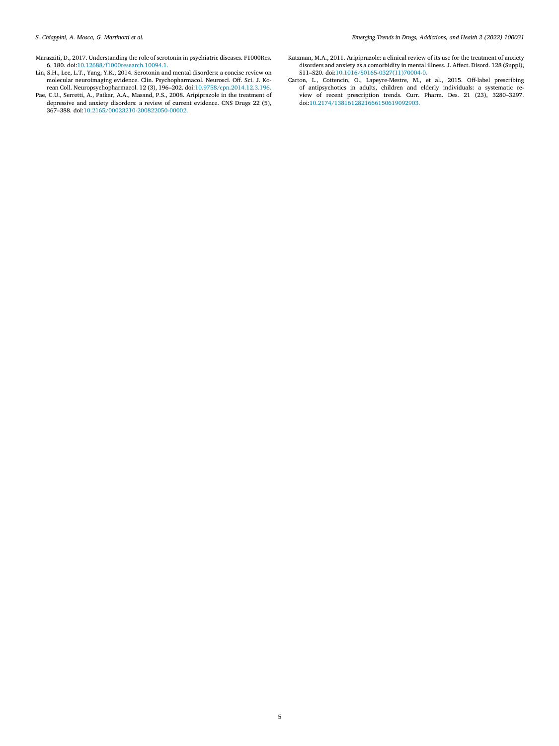Marazziti, D., 2017. Understanding the role of serotonin in psychiatric diseases. F1000Res. 6, 180. doi:10.12688/f1000research.10094.1.

Lin, S.H., Lee, L.T., Yang, Y.K., 2014. Serotonin and mental disorders: a concise review on molecular neuroimaging evidence. Clin. Psychopharmacol. Neurosci. Off. Sci. J. Korean Coll. Neuropsychopharmacol. 12 (3), 196–202. doi:10.9758/cpn.2014.12.3.196.

Pae, C.U., Serretti, A., Patkar, A.A., Masand, P.S., 2008. Aripiprazole in the treatment of depressive and anxiety disorders: a review of current evidence. CNS Drugs 22 (5), 367–388. doi:10.2165/00023210-200822050-00002.

Katzman, M.A., 2011. Aripiprazole: a clinical review of its use for the treatment of anxiety disorders and anxiety as a comorbidity in mental illness. J. Affect. Disord. 128 (Suppl), S11–S20. doi:10.1016/S0165-0327(11)70004-0.

Carton, L., Cottencin, O., Lapeyre-Mestre, M., et al., 2015. Off-label prescribing of antipsychotics in adults, children and elderly individuals: a systematic review of recent prescription trends. Curr. Pharm. Des. 21 (23), 3280–3297. doi:10.2174/1381612821666150619092903.